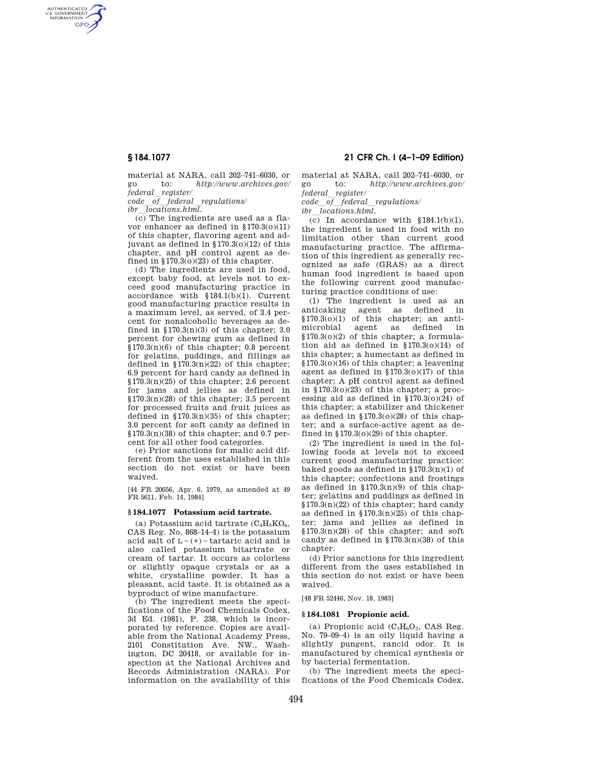material at NARA, call 202–741–6030, or go to: *http://www.archives.gov/federal_register/code_of_federal_regulations/ibr_locations.html.*

(c) The ingredients are used as a flavor enhancer as defined in §170.3(o)(11) of this chapter, flavoring agent and adjuvant as defined in §170.3(o)(12) of this chapter, and pH control agent as defined in §170.3(o)(23) of this chapter.

(d) The ingredients are used in food, except baby food, at levels not to exceed good manufacturing practice in accordance with §184.1(b)(1). Current good manufacturing practice results in a maximum level, as served, of 3.4 percent for nonalcoholic beverages as defined in §170.3(n)(3) of this chapter; 3.0 percent for chewing gum as defined in §170.3(n)(6) of this chapter; 0.8 percent for gelatins, puddings, and fillings as defined in §170.3(n)(22) of this chapter; 6.9 percent for hard candy as defined in §170.3(n)(25) of this chapter; 2.6 percent for jams and jellies as defined in §170.3(n)(28) of this chapter; 3.5 percent for processed fruits and fruit juices as defined in §170.3(n)(35) of this chapter; 3.0 percent for soft candy as defined in §170.3(n)(38) of this chapter; and 0.7 percent for all other food categories.

(e) Prior sanctions for malic acid different from the uses established in this section do not exist or have been waived.

[44 FR 20656, Apr. 6, 1979, as amended at 49 FR 5611, Feb. 14, 1984]

## § 184.1077 Potassium acid tartrate.

(a) Potassium acid tartrate ($C_4H_5KO_6$, CAS Reg. No. 868–14–4) is the potassium acid salt of L–(+)–tartaric acid and is also called potassium bitartrate or cream of tartar. It occurs as colorless or slightly opaque crystals or as a white, crystalline powder. It has a pleasant, acid taste. It is obtained as a byproduct of wine manufacture.

(b) The ingredient meets the specifications of the Food Chemicals Codex, 3d Ed. (1981), P. 238, which is incorporated by reference. Copies are available from the National Academy Press, 2101 Constitution Ave. NW., Washington, DC 20418, or available for inspection at the National Archives and Records Administration (NARA). For information on the availability of this material at NARA, call 202–741–6030, or go to: *http://www.archives.gov/federal_register/code_of_federal_regulations/ibr_locations.html.*

(c) In accordance with §184.1(b)(1), the ingredient is used in food with no limitation other than current good manufacturing practice. The affirmation of this ingredient as generally recognized as safe (GRAS) as a direct human food ingredient is based upon the following current good manufacturing practice conditions of use:

(1) The ingredient is used as an anticaking agent as defined in §170.3(o)(1) of this chapter; an antimicrobial agent as defined in §170.3(o)(2) of this chapter; a formulation aid as defined in §170.3(o)(14) of this chapter; a humectant as defined in §170.3(o)(16) of this chapter; a leavening agent as defined in §170.3(o)(17) of this chapter; A pH control agent as defined in §170.3(o)(23) of this chapter; a processing aid as defined in §170.3(o)(24) of this chapter; a stabilizer and thickener as defined in §170.3(o)(28) of this chapter; and a surface-active agent as defined in §170.3(o)(29) of this chapter.

(2) The ingredient is used in the following foods at levels not to exceed current good manufacturing practice: baked goods as defined in §170.3(n)(1) of this chapter; confections and frostings as defined in §170.3(n)(9) of this chapter; gelatins and puddings as defined in §170.3(n)(22) of this chapter; hard candy as defined in §170.3(n)(25) of this chapter; jams and jellies as defined in §170.3(n)(28) of this chapter; and soft candy as defined in §170.3(n)(38) of this chapter.

(d) Prior sanctions for this ingredient different from the uses established in this section do not exist or have been waived.

[48 FR 52446, Nov. 18, 1983]

## § 184.1081 Propionic acid.

(a) Propionic acid ($C_3H_6O_2$, CAS Reg. No. 79–09–4) is an oily liquid having a slightly pungent, rancid odor. It is manufactured by chemical synthesis or by bacterial fermentation.

(b) The ingredient meets the specifications of the Food Chemicals Codex,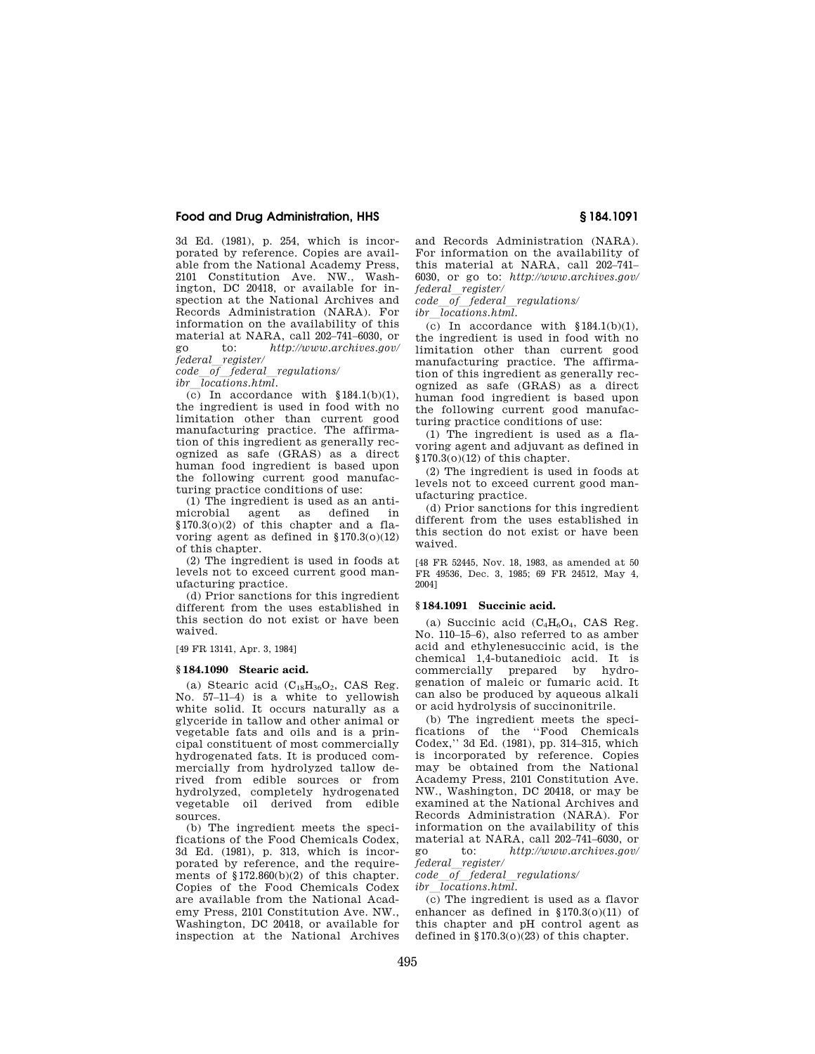3d Ed. (1981), p. 254, which is incorporated by reference. Copies are available from the National Academy Press, 2101 Constitution Ave. NW., Washington, DC 20418, or available for inspection at the National Archives and Records Administration (NARA). For information on the availability of this material at NARA, call 202–741–6030, or go to: *http://www.archives.gov/federal_register/code_of_federal_regulations/ibr_locations.html.*

(c) In accordance with §184.1(b)(1), the ingredient is used in food with no limitation other than current good manufacturing practice. The affirmation of this ingredient as generally recognized as safe (GRAS) as a direct human food ingredient is based upon the following current good manufacturing practice conditions of use:

(1) The ingredient is used as an antimicrobial agent as defined in §170.3(o)(2) of this chapter and a flavoring agent as defined in §170.3(o)(12) of this chapter.

(2) The ingredient is used in foods at levels not to exceed current good manufacturing practice.

(d) Prior sanctions for this ingredient different from the uses established in this section do not exist or have been waived.

[49 FR 13141, Apr. 3, 1984]

### §184.1090 Stearic acid.

(a) Stearic acid ($C_{18}H_{36}O_2$, CAS Reg. No. 57–11–4) is a white to yellowish white solid. It occurs naturally as a glyceride in tallow and other animal or vegetable fats and oils and is a principal constituent of most commercially hydrogenated fats. It is produced commercially from hydrolyzed tallow derived from edible sources or from hydrolyzed, completely hydrogenated vegetable oil derived from edible sources.

(b) The ingredient meets the specifications of the Food Chemicals Codex, 3d Ed. (1981), p. 313, which is incorporated by reference, and the requirements of §172.860(b)(2) of this chapter. Copies of the Food Chemicals Codex are available from the National Academy Press, 2101 Constitution Ave. NW., Washington, DC 20418, or available for inspection at the National Archives and Records Administration (NARA). For information on the availability of this material at NARA, call 202–741–6030, or go to: *http://www.archives.gov/federal_register/code_of_federal_regulations/ibr_locations.html.*

(c) In accordance with §184.1(b)(1), the ingredient is used in food with no limitation other than current good manufacturing practice. The affirmation of this ingredient as generally recognized as safe (GRAS) as a direct human food ingredient is based upon the following current good manufacturing practice conditions of use:

(1) The ingredient is used as a flavoring agent and adjuvant as defined in §170.3(o)(12) of this chapter.

(2) The ingredient is used in foods at levels not to exceed current good manufacturing practice.

(d) Prior sanctions for this ingredient different from the uses established in this section do not exist or have been waived.

[48 FR 52445, Nov. 18, 1983, as amended at 50 FR 49536, Dec. 3, 1985; 69 FR 24512, May 4, 2004]

### §184.1091 Succinic acid.

(a) Succinic acid ($C_4H_6O_4$, CAS Reg. No. 110–15–6), also referred to as amber acid and ethylenesuccinic acid, is the chemical 1,4-butanedioic acid. It is commercially prepared by hydrogenation of maleic or fumaric acid. It can also be produced by aqueous alkali or acid hydrolysis of succinonitrile.

(b) The ingredient meets the specifications of the "Food Chemicals Codex," 3d Ed. (1981), pp. 314–315, which is incorporated by reference. Copies may be obtained from the National Academy Press, 2101 Constitution Ave. NW., Washington, DC 20418, or may be examined at the National Archives and Records Administration (NARA). For information on the availability of this material at NARA, call 202–741–6030, or go to: *http://www.archives.gov/federal_register/code_of_federal_regulations/ibr_locations.html.*

(c) The ingredient is used as a flavor enhancer as defined in §170.3(o)(11) of this chapter and pH control agent as defined in §170.3(o)(23) of this chapter.